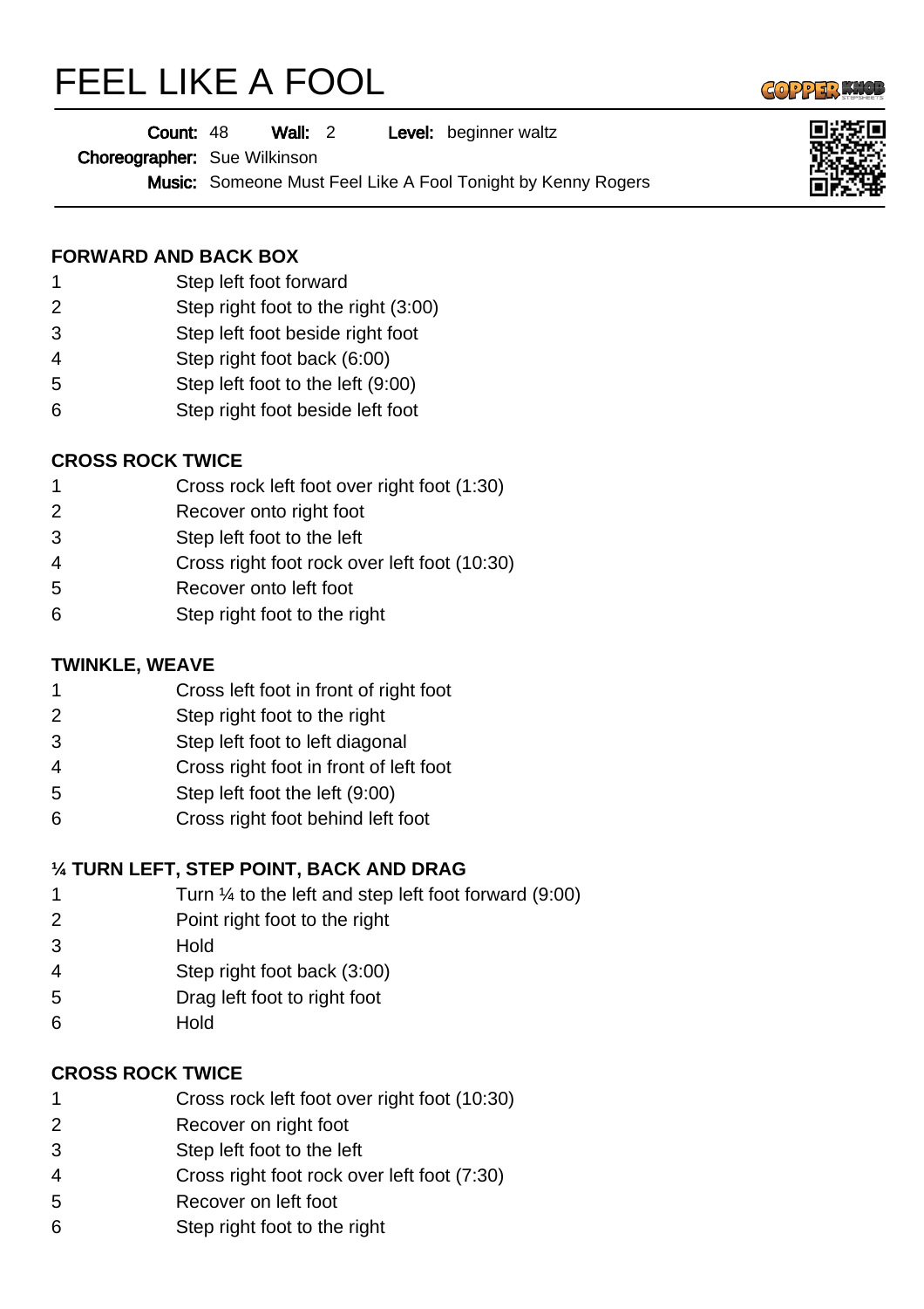# FEEL LIKE A FOOL

**Count:** 48 **Wall:** 2 **Level:** beginner waltz

**Choreographer:** Sue Wilkinson

**Music:** Someone Must Feel Like A Fool Tonight by Kenny Rogers

**FORWARD AND BACK BOX**

| | |
|---|---|
| 1 | Step left foot forward |
| 2 | Step right foot to the right (3:00) |
| 3 | Step left foot beside right foot |
| 4 | Step right foot back (6:00) |
| 5 | Step left foot to the left (9:00) |
| 6 | Step right foot beside left foot |

**CROSS ROCK TWICE**

| | |
|---|---|
| 1 | Cross rock left foot over right foot (1:30) |
| 2 | Recover onto right foot |
| 3 | Step left foot to the left |
| 4 | Cross right foot rock over left foot (10:30) |
| 5 | Recover onto left foot |
| 6 | Step right foot to the right |

**TWINKLE, WEAVE**

| | |
|---|---|
| 1 | Cross left foot in front of right foot |
| 2 | Step right foot to the right |
| 3 | Step left foot to left diagonal |
| 4 | Cross right foot in front of left foot |
| 5 | Step left foot the left (9:00) |
| 6 | Cross right foot behind left foot |

**¼ TURN LEFT, STEP POINT, BACK AND DRAG**

| | |
|---|---|
| 1 | Turn ¼ to the left and step left foot forward (9:00) |
| 2 | Point right foot to the right |
| 3 | Hold |
| 4 | Step right foot back (3:00) |
| 5 | Drag left foot to right foot |
| 6 | Hold |

**CROSS ROCK TWICE**

| | |
|---|---|
| 1 | Cross rock left foot over right foot (10:30) |
| 2 | Recover on right foot |
| 3 | Step left foot to the left |
| 4 | Cross right foot rock over left foot (7:30) |
| 5 | Recover on left foot |
| 6 | Step right foot to the right |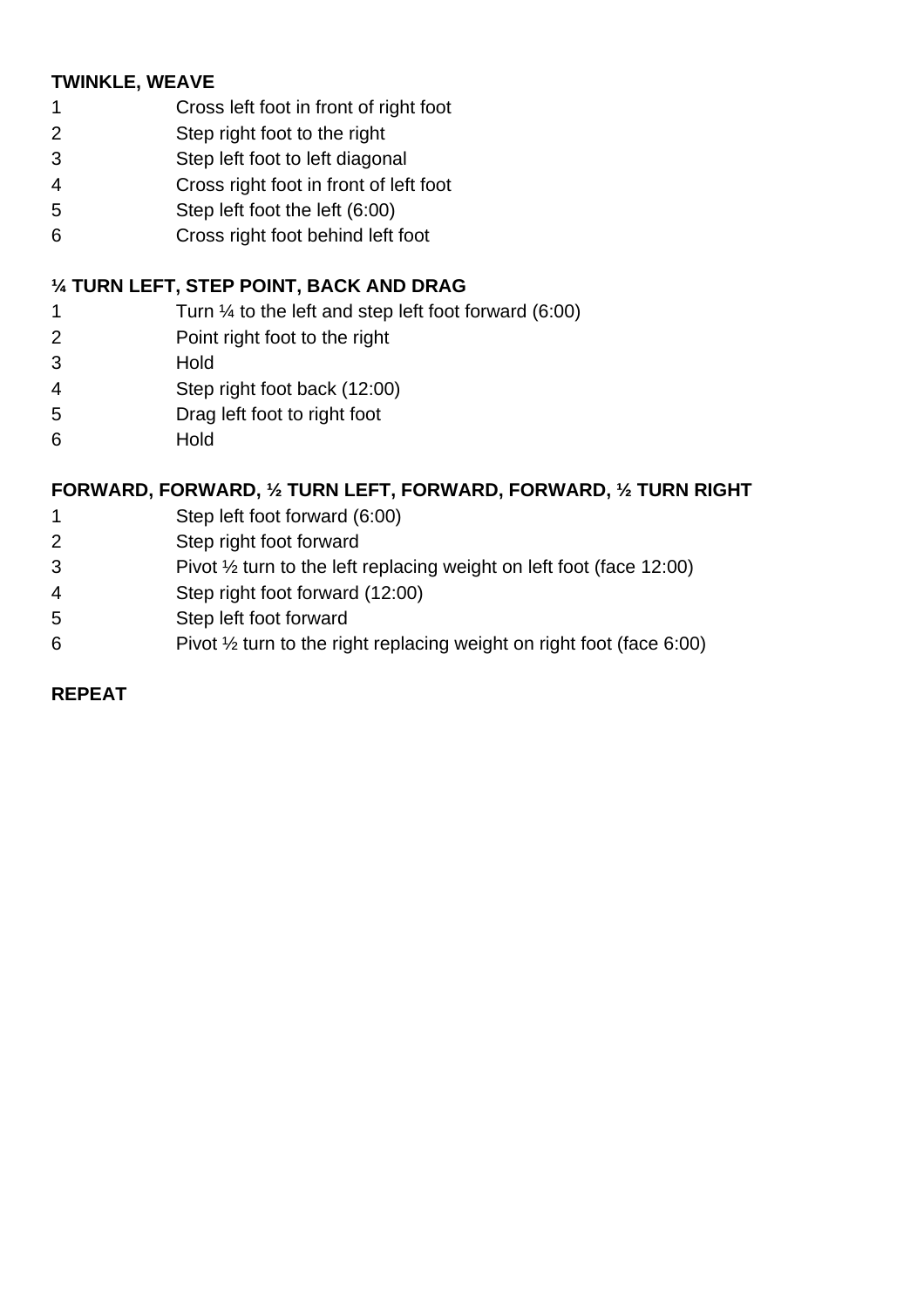**TWINKLE, WEAVE**

| | |
|---|---|
| 1 | Cross left foot in front of right foot |
| 2 | Step right foot to the right |
| 3 | Step left foot to left diagonal |
| 4 | Cross right foot in front of left foot |
| 5 | Step left foot the left (6:00) |
| 6 | Cross right foot behind left foot |

**¼ TURN LEFT, STEP POINT, BACK AND DRAG**

| | |
|---|---|
| 1 | Turn ¼ to the left and step left foot forward (6:00) |
| 2 | Point right foot to the right |
| 3 | Hold |
| 4 | Step right foot back (12:00) |
| 5 | Drag left foot to right foot |
| 6 | Hold |

**FORWARD, FORWARD, ½ TURN LEFT, FORWARD, FORWARD, ½ TURN RIGHT**

| | |
|---|---|
| 1 | Step left foot forward (6:00) |
| 2 | Step right foot forward |
| 3 | Pivot ½ turn to the left replacing weight on left foot (face 12:00) |
| 4 | Step right foot forward (12:00) |
| 5 | Step left foot forward |
| 6 | Pivot ½ turn to the right replacing weight on right foot (face 6:00) |

**REPEAT**